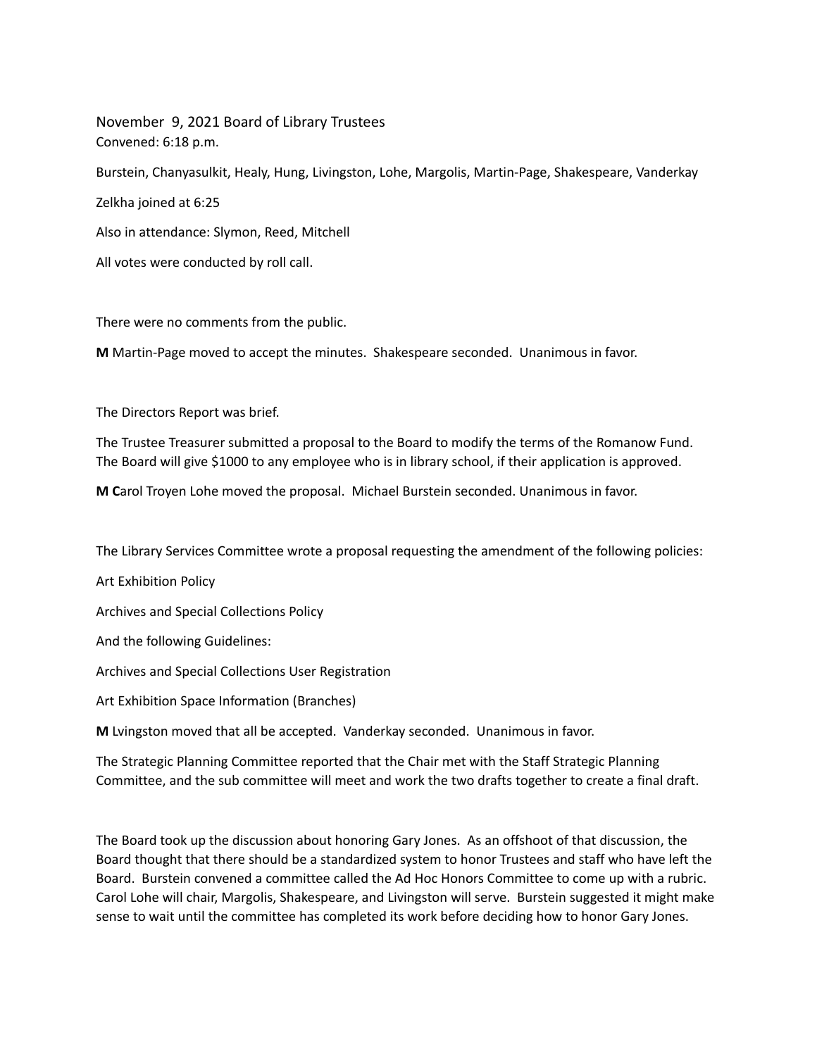November 9, 2021 Board of Library Trustees

Convened: 6:18 p.m.

Burstein, Chanyasulkit, Healy, Hung, Livingston, Lohe, Margolis, Martin-Page, Shakespeare, Vanderkay

Zelkha joined at 6:25

Also in attendance: Slymon, Reed, Mitchell

All votes were conducted by roll call.

There were no comments from the public.

**M** Martin-Page moved to accept the minutes. Shakespeare seconded. Unanimous in favor.

The Directors Report was brief.

The Trustee Treasurer submitted a proposal to the Board to modify the terms of the Romanow Fund. The Board will give $1000 to any employee who is in library school, if their application is approved.

**M C**arol Troyen Lohe moved the proposal. Michael Burstein seconded. Unanimous in favor.

The Library Services Committee wrote a proposal requesting the amendment of the following policies:

Art Exhibition Policy

Archives and Special Collections Policy

And the following Guidelines:

Archives and Special Collections User Registration

Art Exhibition Space Information (Branches)

**M** Lvingston moved that all be accepted. Vanderkay seconded. Unanimous in favor.

The Strategic Planning Committee reported that the Chair met with the Staff Strategic Planning Committee, and the sub committee will meet and work the two drafts together to create a final draft.

The Board took up the discussion about honoring Gary Jones. As an offshoot of that discussion, the Board thought that there should be a standardized system to honor Trustees and staff who have left the Board. Burstein convened a committee called the Ad Hoc Honors Committee to come up with a rubric. Carol Lohe will chair, Margolis, Shakespeare, and Livingston will serve. Burstein suggested it might make sense to wait until the committee has completed its work before deciding how to honor Gary Jones.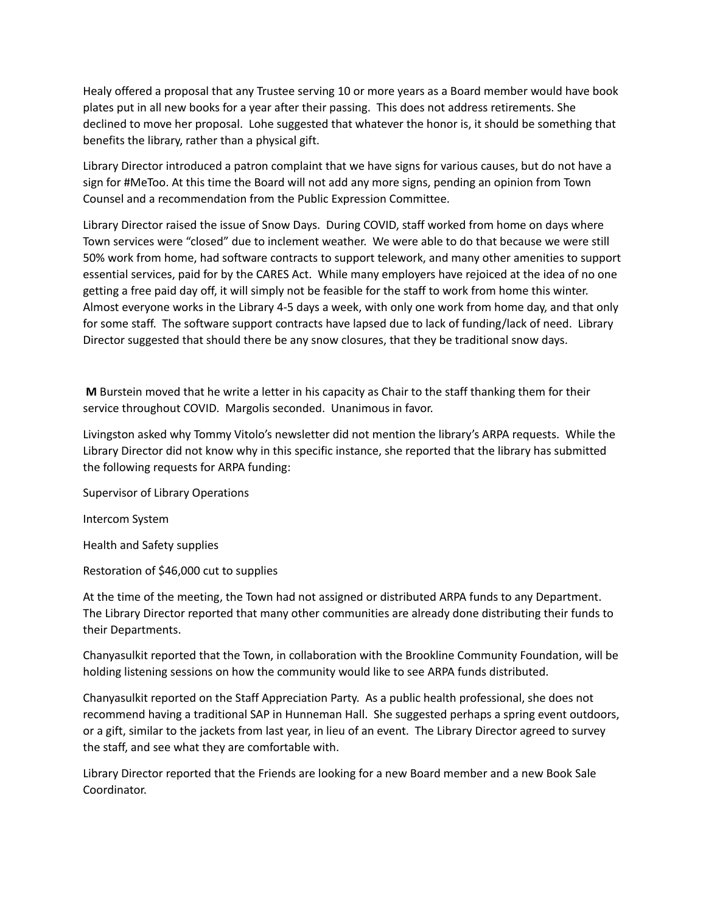Healy offered a proposal that any Trustee serving 10 or more years as a Board member would have book plates put in all new books for a year after their passing. This does not address retirements. She declined to move her proposal. Lohe suggested that whatever the honor is, it should be something that benefits the library, rather than a physical gift.

Library Director introduced a patron complaint that we have signs for various causes, but do not have a sign for #MeToo. At this time the Board will not add any more signs, pending an opinion from Town Counsel and a recommendation from the Public Expression Committee.

Library Director raised the issue of Snow Days. During COVID, staff worked from home on days where Town services were "closed" due to inclement weather. We were able to do that because we were still 50% work from home, had software contracts to support telework, and many other amenities to support essential services, paid for by the CARES Act. While many employers have rejoiced at the idea of no one getting a free paid day off, it will simply not be feasible for the staff to work from home this winter. Almost everyone works in the Library 4-5 days a week, with only one work from home day, and that only for some staff. The software support contracts have lapsed due to lack of funding/lack of need. Library Director suggested that should there be any snow closures, that they be traditional snow days.

**M** Burstein moved that he write a letter in his capacity as Chair to the staff thanking them for their service throughout COVID. Margolis seconded. Unanimous in favor.

Livingston asked why Tommy Vitolo's newsletter did not mention the library's ARPA requests. While the Library Director did not know why in this specific instance, she reported that the library has submitted the following requests for ARPA funding:

Supervisor of Library Operations

Intercom System

Health and Safety supplies

Restoration of $46,000 cut to supplies

At the time of the meeting, the Town had not assigned or distributed ARPA funds to any Department. The Library Director reported that many other communities are already done distributing their funds to their Departments.

Chanyasulkit reported that the Town, in collaboration with the Brookline Community Foundation, will be holding listening sessions on how the community would like to see ARPA funds distributed.

Chanyasulkit reported on the Staff Appreciation Party. As a public health professional, she does not recommend having a traditional SAP in Hunneman Hall. She suggested perhaps a spring event outdoors, or a gift, similar to the jackets from last year, in lieu of an event. The Library Director agreed to survey the staff, and see what they are comfortable with.

Library Director reported that the Friends are looking for a new Board member and a new Book Sale Coordinator.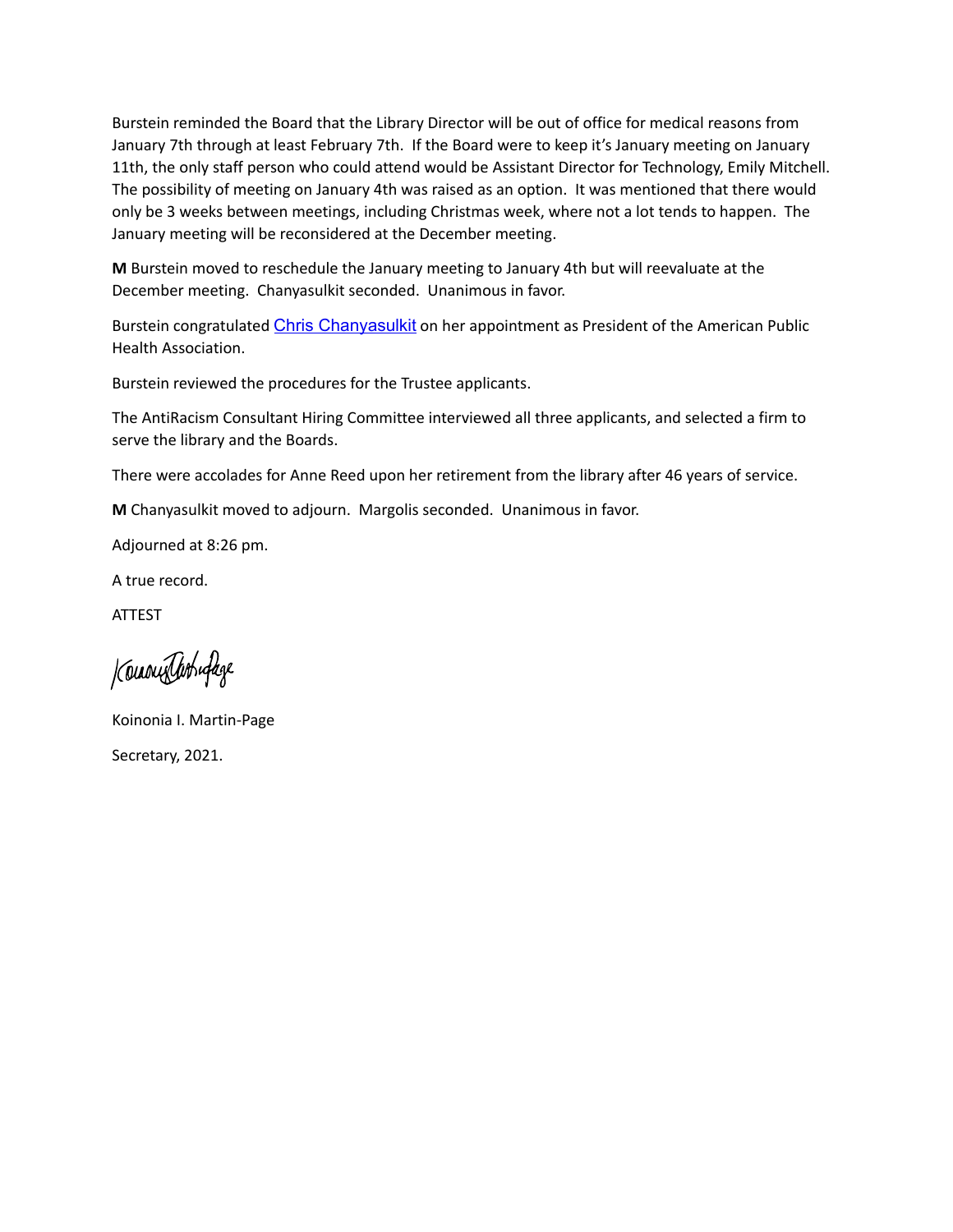Burstein reminded the Board that the Library Director will be out of office for medical reasons from January 7th through at least February 7th. If the Board were to keep it's January meeting on January 11th, the only staff person who could attend would be Assistant Director for Technology, Emily Mitchell. The possibility of meeting on January 4th was raised as an option. It was mentioned that there would only be 3 weeks between meetings, including Christmas week, where not a lot tends to happen. The January meeting will be reconsidered at the December meeting.

**M** Burstein moved to reschedule the January meeting to January 4th but will reevaluate at the December meeting. Chanyasulkit seconded. Unanimous in favor.

Burstein congratulated Chris Chanyasulkit on her appointment as President of the American Public Health Association.

Burstein reviewed the procedures for the Trustee applicants.

The AntiRacism Consultant Hiring Committee interviewed all three applicants, and selected a firm to serve the library and the Boards.

There were accolades for Anne Reed upon her retirement from the library after 46 years of service.

**M** Chanyasulkit moved to adjourn. Margolis seconded. Unanimous in favor.

Adjourned at 8:26 pm.

A true record.

ATTEST

Koinonia I. Martin-Page

Secretary, 2021.